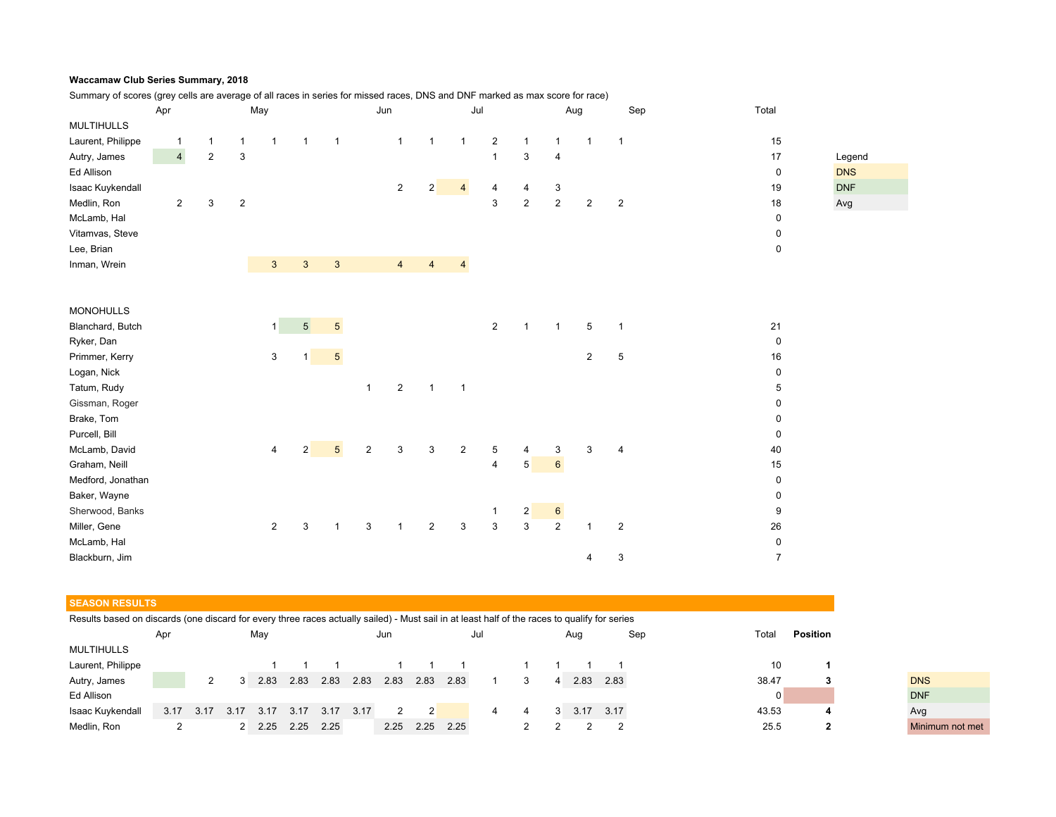**Waccamaw Club Series Summary, 2018**

Summary of scores (grey cells are average of all races in series for missed races, DNS and DNF marked as max score for race)

| | Apr | | | May | | | | Jun | | | Jul | | | Aug | Sep | Total |
|---|---|---|---|---|---|---|---|---|---|---|---|---|---|---|---|---|
| **MULTIHULLS** | | | | | | | | | | | | | | | | |
| Laurent, Philippe | 1 | 1 | 1 | 1 | 1 | 1 | | 1 | 1 | 1 | 2 | 1 | 1 | 1 | 1 | 15 |
| Autry, James | 4 | 2 | 3 | | | | | | | | 1 | 3 | 4 | | | 17 |
| Ed Allison | | | | | | | | | | | | | | | | 0 |
| Isaac Kuykendall | | | | | | | | 2 | 2 | 4 | 4 | 4 | 3 | | | 19 |
| Medlin, Ron | 2 | 3 | 2 | | | | | | | | 3 | 2 | 2 | 2 | 2 | 18 |
| McLamb, Hal | | | | | | | | | | | | | | | | 0 |
| Vitamvas, Steve | | | | | | | | | | | | | | | | 0 |
| Lee, Brian | | | | | | | | | | | | | | | | 0 |
| Inman, Wrein | | | | 3 | 3 | 3 | | 4 | 4 | 4 | | | | | | |
| **MONOHULLS** | | | | | | | | | | | | | | | | |
| Blanchard, Butch | | | | 1 | 5 | 5 | | | | | 2 | 1 | 1 | 5 | 1 | 21 |
| Ryker, Dan | | | | | | | | | | | | | | | | 0 |
| Primmer, Kerry | | | | 3 | 1 | 5 | | | | | | | | 2 | 5 | 16 |
| Logan, Nick | | | | | | | | | | | | | | | | 0 |
| Tatum, Rudy | | | | | | | 1 | 2 | 1 | 1 | | | | | | 5 |
| Gissman, Roger | | | | | | | | | | | | | | | | 0 |
| Brake, Tom | | | | | | | | | | | | | | | | 0 |
| Purcell, Bill | | | | | | | | | | | | | | | | 0 |
| McLamb, David | | | | 4 | 2 | 5 | 2 | 3 | 3 | 2 | 5 | 4 | 3 | 3 | 4 | 40 |
| Graham, Neill | | | | | | | | | | | 4 | 5 | 6 | | | 15 |
| Medford, Jonathan | | | | | | | | | | | | | | | | 0 |
| Baker, Wayne | | | | | | | | | | | | | | | | 0 |
| Sherwood, Banks | | | | | | | | | | | 1 | 2 | 6 | | | 9 |
| Miller, Gene | | | | 2 | 3 | 1 | 3 | 1 | 2 | 3 | 3 | 3 | 2 | 1 | 2 | 26 |
| McLamb, Hal | | | | | | | | | | | | | | | | 0 |
| Blackburn, Jim | | | | | | | | | | | | | | 4 | 3 | 7 |

| Legend |
|---|
| DNS |
| DNF |
| Avg |

**SEASON RESULTS**

Results based on discards (one discard for every three races actually sailed) - Must sail in at least half of the races to qualify for series

| | Apr | | | May | | | | Jun | | | Jul | | | Aug | Sep | Total | **Position** |
|---|---|---|---|---|---|---|---|---|---|---|---|---|---|---|---|---|---|
| **MULTIHULLS** | | | | | | | | | | | | | | | | | |
| Laurent, Philippe | | | | 1 | 1 | 1 | | 1 | 1 | 1 | | 1 | 1 | 1 | 1 | 10 | **1** |
| Autry, James | | 2 | 3 | 2.83 | 2.83 | 2.83 | 2.83 | 2.83 | 2.83 | 2.83 | 1 | 3 | 4 | 2.83 | 2.83 | 38.47 | **3** |
| Ed Allison | | | | | | | | | | | | | | | | 0 | |
| Isaac Kuykendall | 3.17 | 3.17 | 3.17 | 3.17 | 3.17 | 3.17 | 3.17 | 2 | 2 | | 4 | 4 | 3 | 3.17 | 3.17 | 43.53 | **4** |
| Medlin, Ron | 2 | | 2 | 2.25 | 2.25 | 2.25 | | 2.25 | 2.25 | 2.25 | | 2 | 2 | 2 | 2 | 25.5 | **2** |

| Legend |
|---|
| DNS |
| DNF |
| Avg |
| Minimum not met |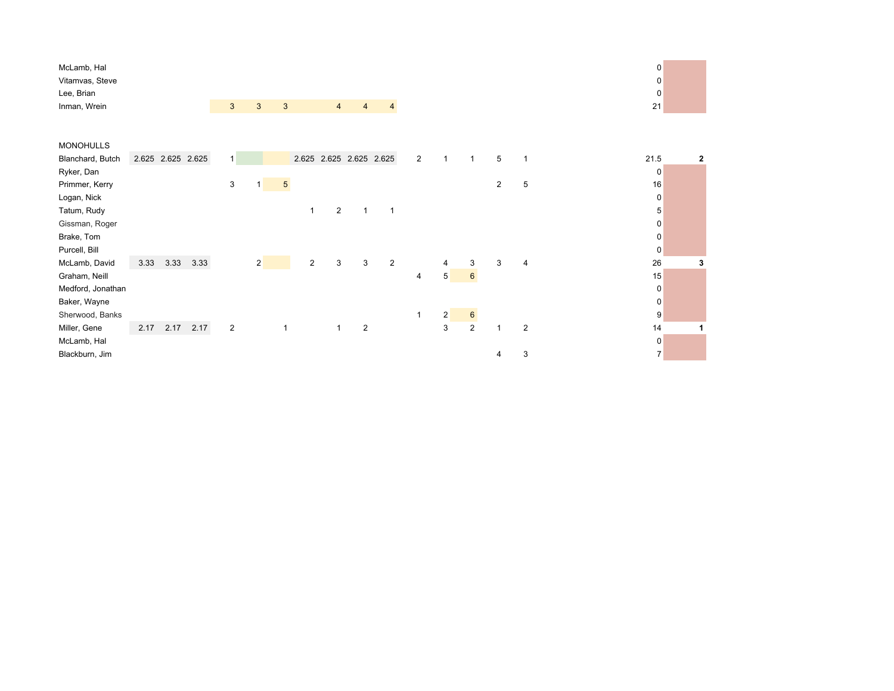| | | | | | | | | | | | | | | | | | |
|---|---|---|---|---|---|---|---|---|---|---|---|---|---|---|---|---|---|
| McLamb, Hal | | | | | | | | | | | | | | | | 0 | |
| Vitamvas, Steve | | | | | | | | | | | | | | | | 0 | |
| Lee, Brian | | | | | | | | | | | | | | | | 0 | |
| Inman, Wrein | | | | 3 | 3 | 3 | | 4 | 4 | 4 | | | | | | 21 | |
| | | | | | | | | | | | | | | | | | |
| MONOHULLS | | | | | | | | | | | | | | | | | |
| Blanchard, Butch | 2.625 | 2.625 | 2.625 | 1 | | | 2.625 | 2.625 | 2.625 | 2.625 | 2 | 1 | 1 | 5 | 1 | 21.5 | **2** |
| Ryker, Dan | | | | | | | | | | | | | | | | 0 | |
| Primmer, Kerry | | | | 3 | 1 | 5 | | | | | | | | 2 | 5 | 16 | |
| Logan, Nick | | | | | | | | | | | | | | | | 0 | |
| Tatum, Rudy | | | | | | | 1 | 2 | 1 | 1 | | | | | | 5 | |
| Gissman, Roger | | | | | | | | | | | | | | | | 0 | |
| Brake, Tom | | | | | | | | | | | | | | | | 0 | |
| Purcell, Bill | | | | | | | | | | | | | | | | 0 | |
| McLamb, David | 3.33 | 3.33 | 3.33 | | 2 | | 2 | 3 | 3 | 2 | | 4 | 3 | 3 | 4 | 26 | **3** |
| Graham, Neill | | | | | | | | | | | 4 | 5 | 6 | | | 15 | |
| Medford, Jonathan | | | | | | | | | | | | | | | | 0 | |
| Baker, Wayne | | | | | | | | | | | | | | | | 0 | |
| Sherwood, Banks | | | | | | | | | | | 1 | 2 | 6 | | | 9 | |
| Miller, Gene | 2.17 | 2.17 | 2.17 | 2 | | 1 | | 1 | 2 | | | 3 | 2 | 1 | 2 | 14 | **1** |
| McLamb, Hal | | | | | | | | | | | | | | | | 0 | |
| Blackburn, Jim | | | | | | | | | | | | | | 4 | 3 | 7 | |